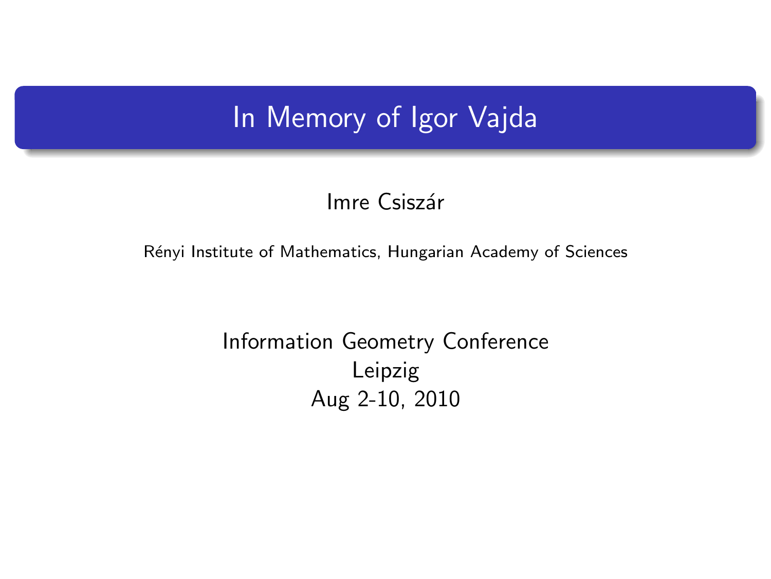# In Memory of Igor Vajda

Imre Csiszár

Rényi Institute of Mathematics, Hungarian Academy of Sciences

Information Geometry Conference
Leipzig
Aug 2-10, 2010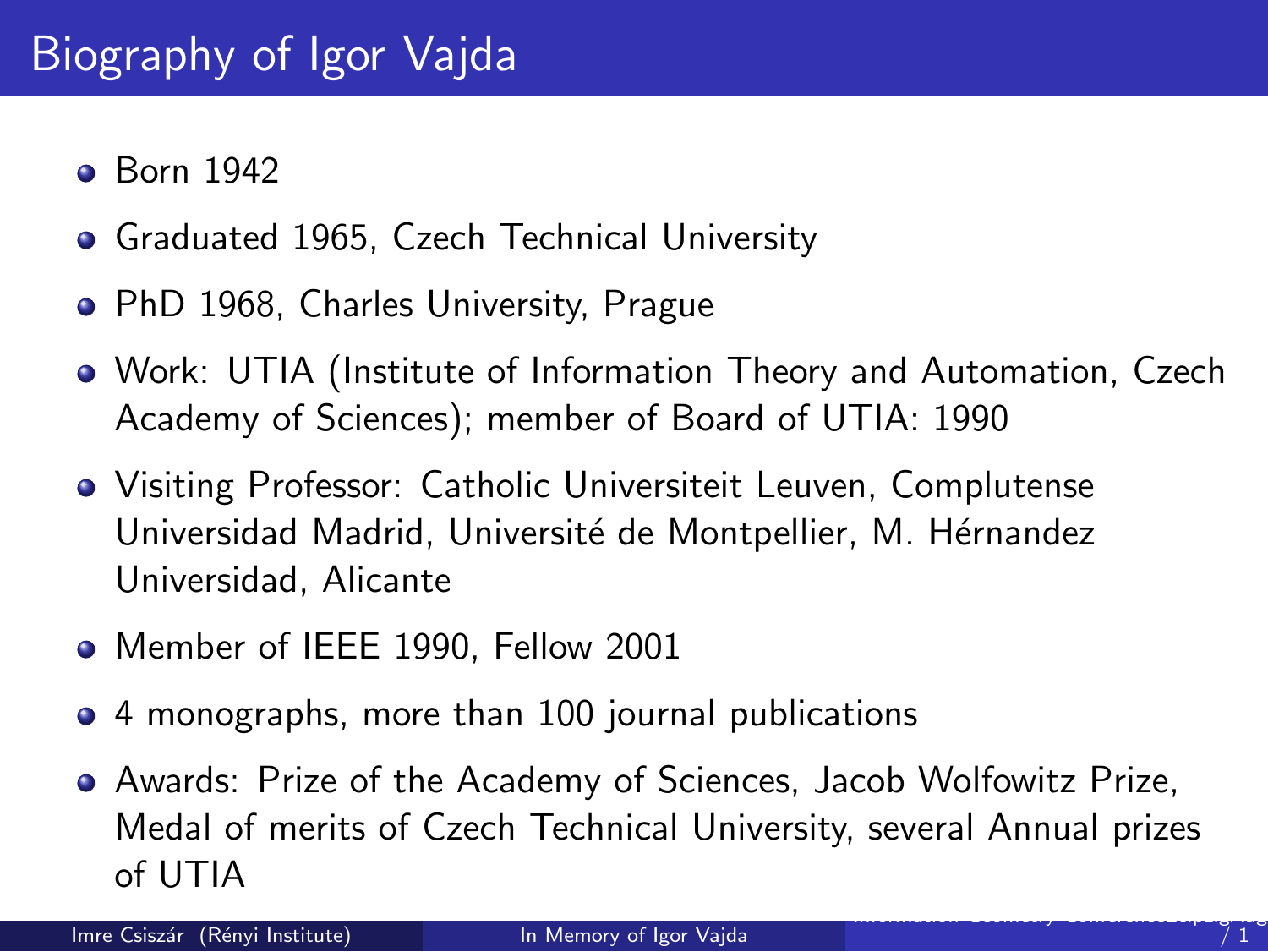# Biography of Igor Vajda

- Born 1942
- Graduated 1965, Czech Technical University
- PhD 1968, Charles University, Prague
- Work: UTIA (Institute of Information Theory and Automation, Czech Academy of Sciences); member of Board of UTIA: 1990
- Visiting Professor: Catholic Universiteit Leuven, Complutense Universidad Madrid, Université de Montpellier, M. Hérnandez Universidad, Alicante
- Member of IEEE 1990, Fellow 2001
- 4 monographs, more than 100 journal publications
- Awards: Prize of the Academy of Sciences, Jacob Wolfowitz Prize, Medal of merits of Czech Technical University, several Annual prizes of UTIA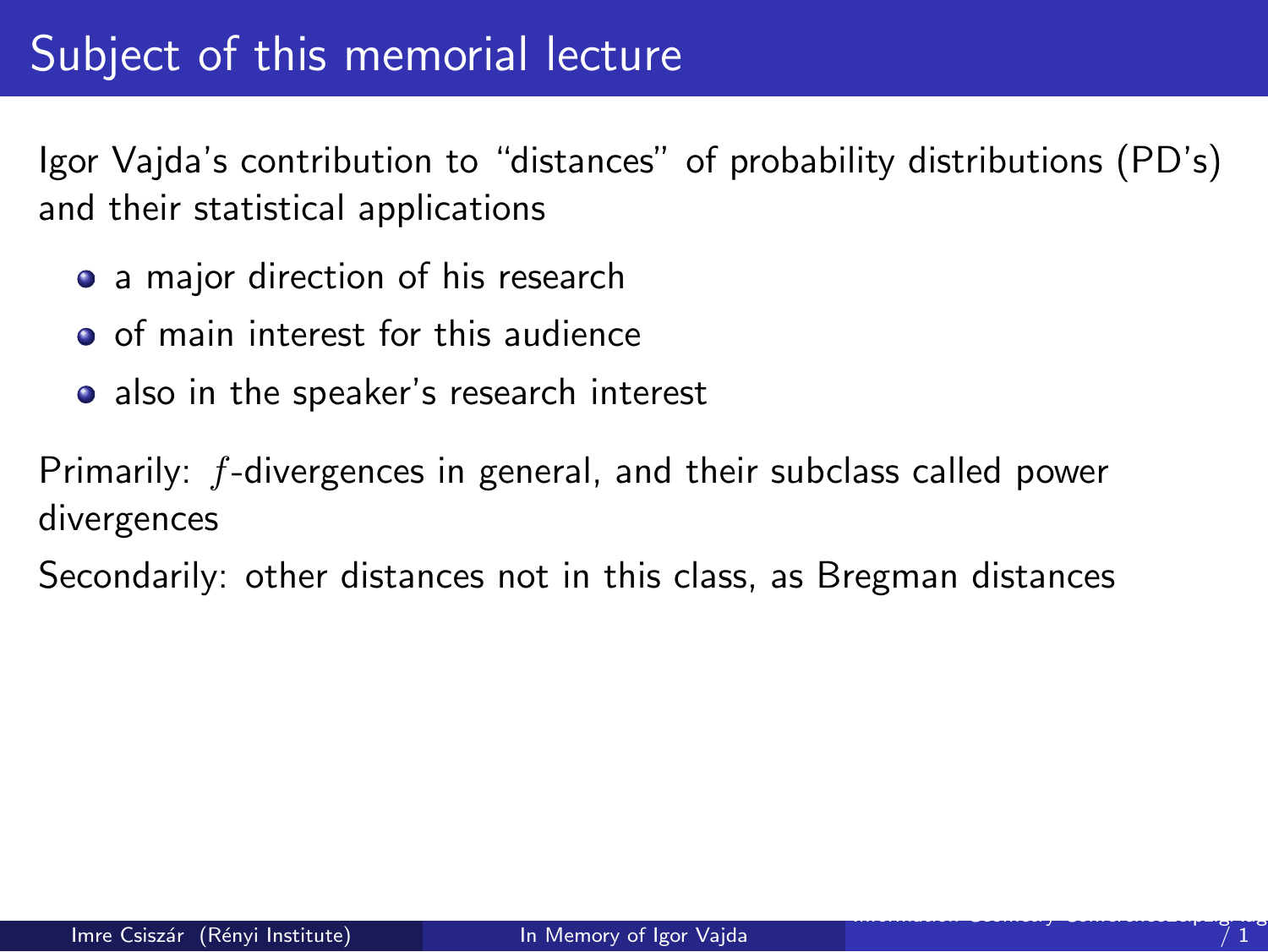# Subject of this memorial lecture

Igor Vajda's contribution to "distances" of probability distributions (PD's) and their statistical applications

- a major direction of his research
- of main interest for this audience
- also in the speaker's research interest

Primarily: $f$-divergences in general, and their subclass called power divergences

Secondarily: other distances not in this class, as Bregman distances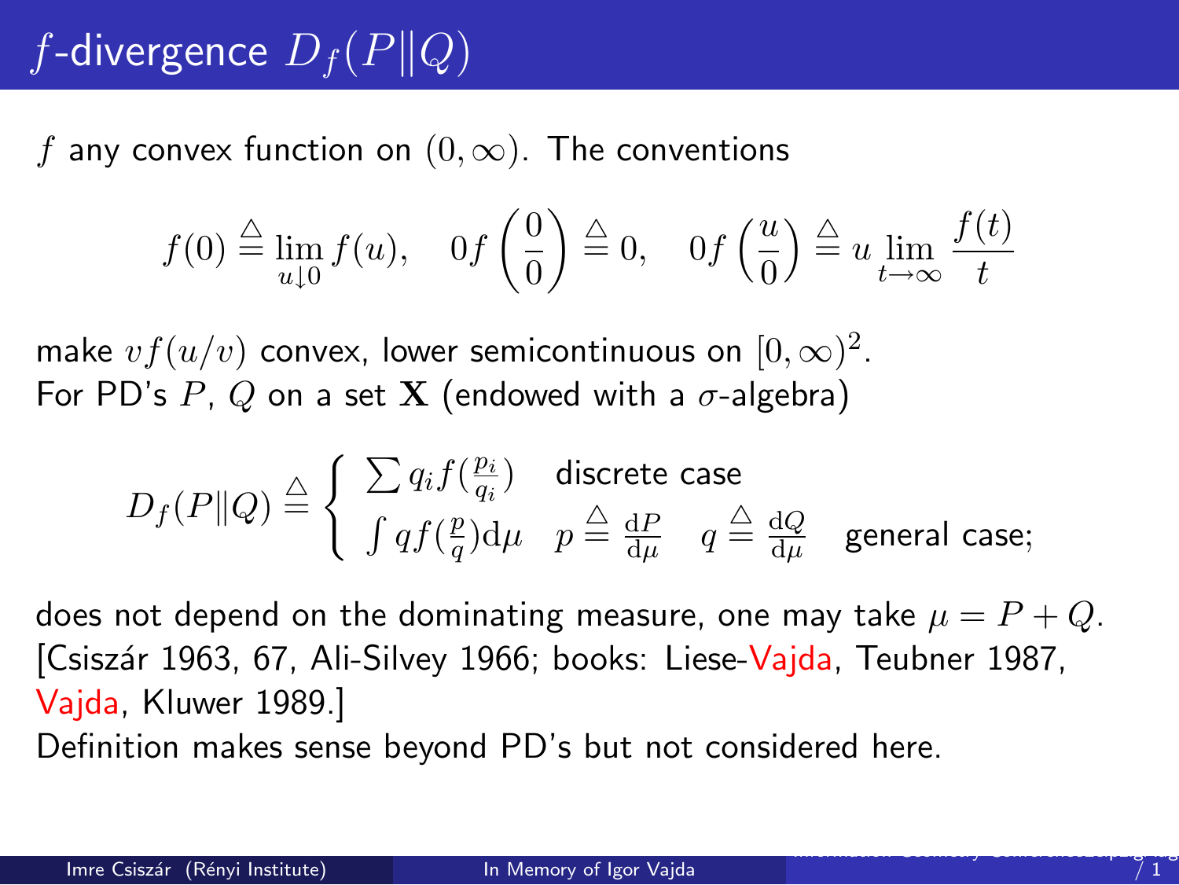# $f$-divergence $D_f(P\|Q)$

$f$ any convex function on $(0, \infty)$. The conventions

$$f(0) \triangleq \lim_{u \downarrow 0} f(u), \quad 0f\left(\frac{0}{0}\right) \triangleq 0, \quad 0f\left(\frac{u}{0}\right) \triangleq u \lim_{t \to \infty} \frac{f(t)}{t}$$

make $vf(u/v)$ convex, lower semicontinuous on $[0, \infty)^2$.
For PD's $P$, $Q$ on a set $\mathbf{X}$ (endowed with a $\sigma$-algebra)

$$D_f(P\|Q) \triangleq \begin{cases} \sum q_i f(\frac{p_i}{q_i}) & \text{discrete case} \\ \int q f(\frac{p}{q}) \mathrm{d}\mu \quad p \triangleq \frac{\mathrm{d}P}{\mathrm{d}\mu} \quad q \triangleq \frac{\mathrm{d}Q}{\mathrm{d}\mu} & \text{general case;} \end{cases}$$

does not depend on the dominating measure, one may take $\mu = P + Q$.
[Csiszár 1963, 67, Ali-Silvey 1966; books: Liese-Vajda, Teubner 1987, Vajda, Kluwer 1989.]
Definition makes sense beyond PD's but not considered here.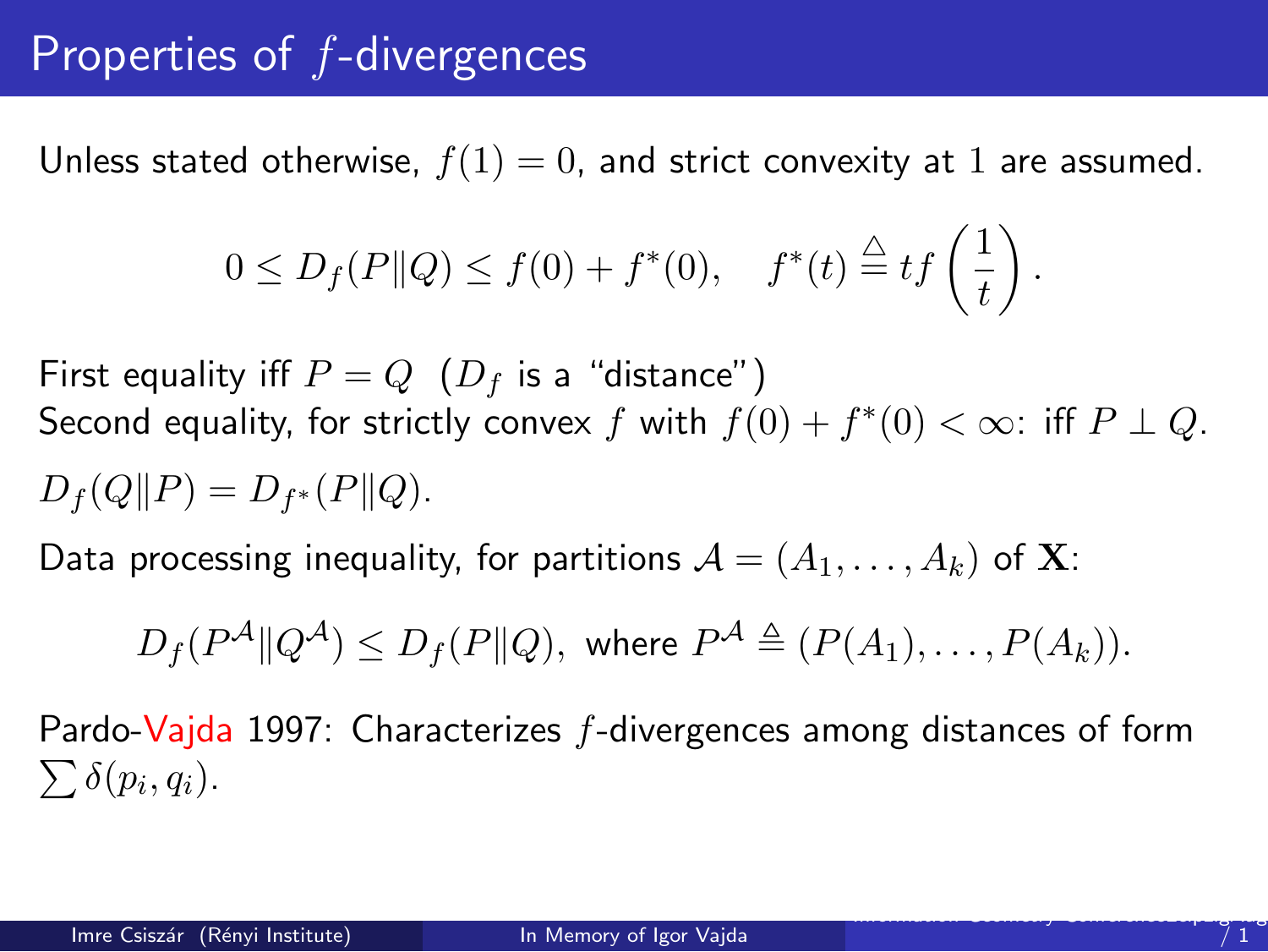# Properties of $f$-divergences

Unless stated otherwise, $f(1) = 0$, and strict convexity at 1 are assumed.

$$0 \le D_f(P\|Q) \le f(0) + f^*(0), \quad f^*(t) \stackrel{\triangle}{=} tf\left(\frac{1}{t}\right).$$

First equality iff $P = Q$ ($D_f$ is a "distance")
Second equality, for strictly convex $f$ with $f(0) + f^*(0) < \infty$: iff $P \perp Q$.

$D_f(Q\|P) = D_{f^*}(P\|Q)$.

Data processing inequality, for partitions $\mathcal{A} = (A_1, \ldots, A_k)$ of $\mathbf{X}$:

$$D_f(P^{\mathcal{A}}\|Q^{\mathcal{A}}) \le D_f(P\|Q), \text{ where } P^{\mathcal{A}} \triangleq (P(A_1), \ldots, P(A_k)).$$

Pardo-Vajda 1997: Characterizes $f$-divergences among distances of form $\sum \delta(p_i, q_i)$.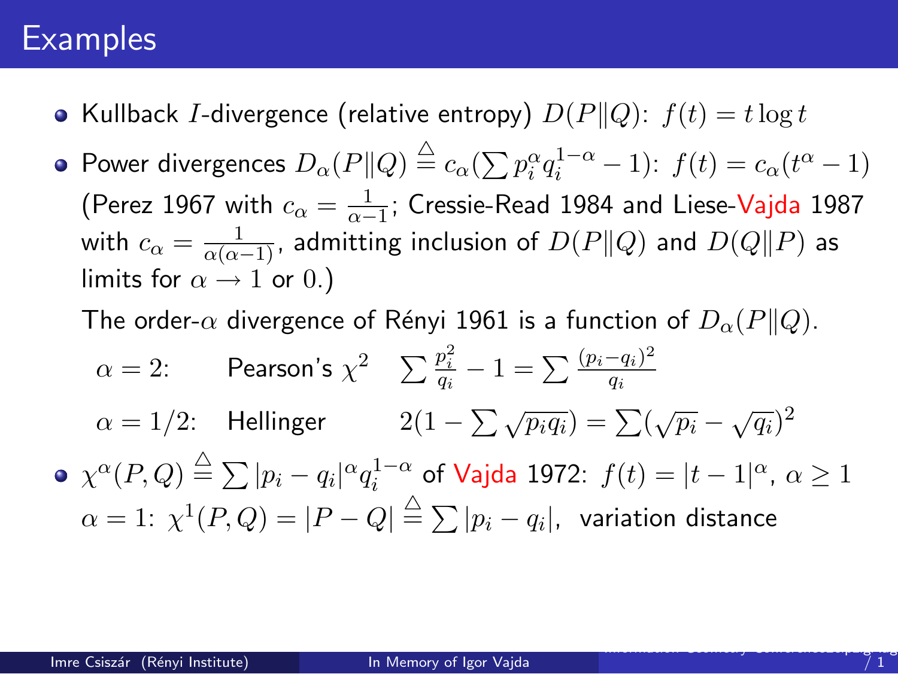# Examples

- Kullback $I$-divergence (relative entropy) $D(P\|Q)$: $f(t) = t \log t$
- Power divergences $D_\alpha(P\|Q) \stackrel{\triangle}{=} c_\alpha(\sum p_i^\alpha q_i^{1-\alpha} - 1)$: $f(t) = c_\alpha(t^\alpha - 1)$ (Perez 1967 with $c_\alpha = \frac{1}{\alpha-1}$; Cressie-Read 1984 and Liese-Vajda 1987 with $c_\alpha = \frac{1}{\alpha(\alpha-1)}$, admitting inclusion of $D(P\|Q)$ and $D(Q\|P)$ as limits for $\alpha \to 1$ or $0$.)

  The order-$\alpha$ divergence of Rényi 1961 is a function of $D_\alpha(P\|Q)$.

  $\alpha = 2$: Pearson's $\chi^2$ $\quad \sum \frac{p_i^2}{q_i} - 1 = \sum \frac{(p_i - q_i)^2}{q_i}$

  $\alpha = 1/2$: Hellinger $\quad 2(1 - \sum \sqrt{p_i q_i}) = \sum (\sqrt{p_i} - \sqrt{q_i})^2$

- $\chi^\alpha(P,Q) \stackrel{\triangle}{=} \sum |p_i - q_i|^\alpha q_i^{1-\alpha}$ of Vajda 1972: $f(t) = |t-1|^\alpha$, $\alpha \geq 1$

  $\alpha = 1$: $\chi^1(P,Q) = |P - Q| \stackrel{\triangle}{=} \sum |p_i - q_i|$, variation distance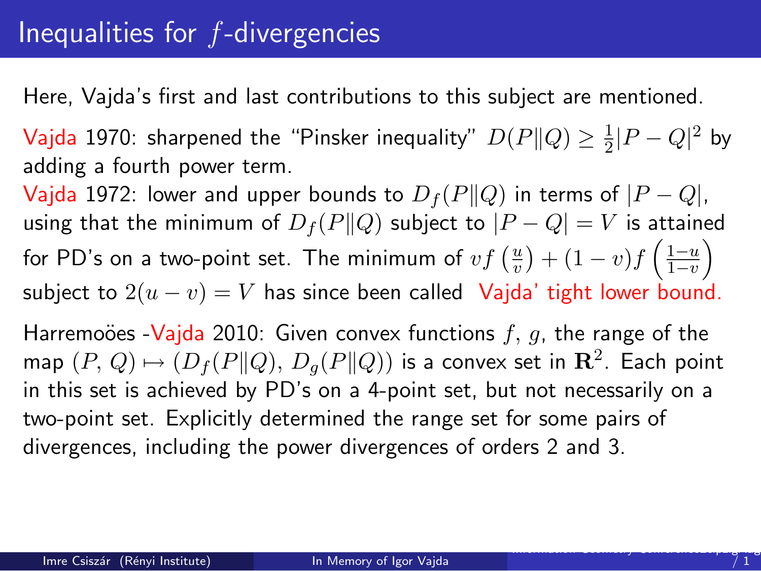# Inequalities for $f$-divergencies

Here, Vajda's first and last contributions to this subject are mentioned.

Vajda 1970: sharpened the "Pinsker inequality" $D(P\|Q) \geq \frac{1}{2}|P-Q|^2$ by adding a fourth power term.

Vajda 1972: lower and upper bounds to $D_f(P\|Q)$ in terms of $|P-Q|$, using that the minimum of $D_f(P\|Q)$ subject to $|P-Q| = V$ is attained for PD's on a two-point set. The minimum of $vf\left(\frac{u}{v}\right) + (1-v)f\left(\frac{1-u}{1-v}\right)$ subject to $2(u-v) = V$ has since been called Vajda' tight lower bound.

Harremoöes -Vajda 2010: Given convex functions $f$, $g$, the range of the map $(P, Q) \mapsto (D_f(P\|Q), D_g(P\|Q))$ is a convex set in $\mathbf{R}^2$. Each point in this set is achieved by PD's on a 4-point set, but not necessarily on a two-point set. Explicitly determined the range set for some pairs of divergences, including the power divergences of orders 2 and 3.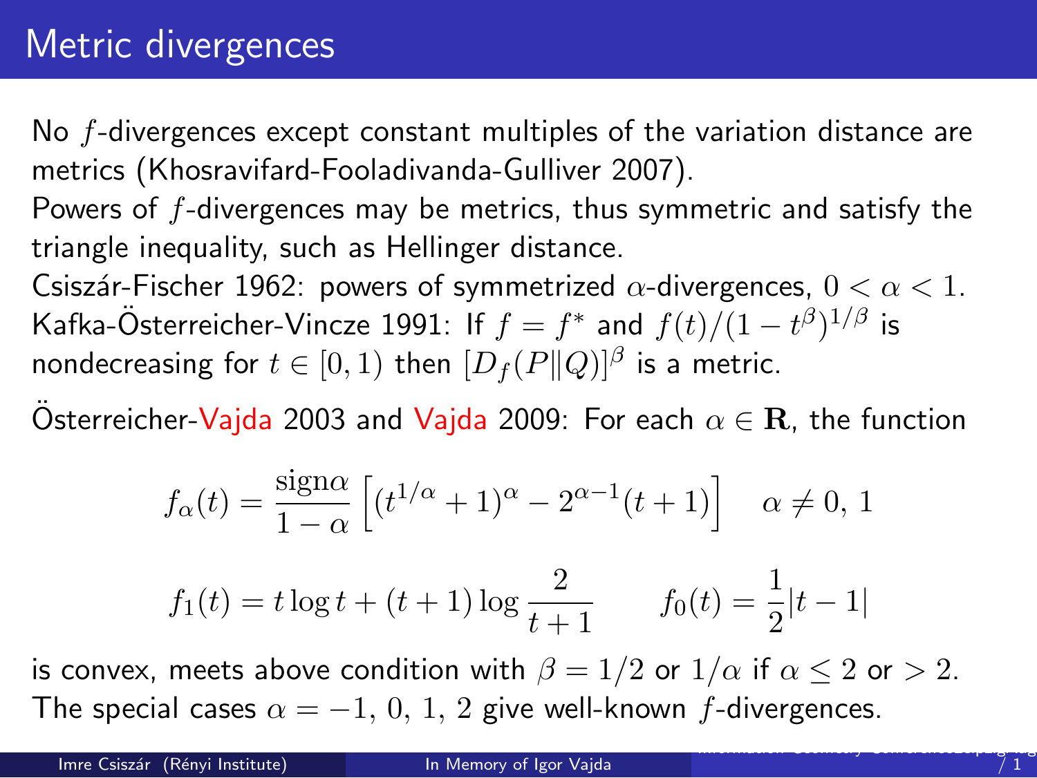# Metric divergences

No $f$-divergences except constant multiples of the variation distance are metrics (Khosravifard-Fooladivanda-Gulliver 2007).
Powers of $f$-divergences may be metrics, thus symmetric and satisfy the triangle inequality, such as Hellinger distance.
Csiszár-Fischer 1962: powers of symmetrized $\alpha$-divergences, $0 < \alpha < 1$.
Kafka-Österreicher-Vincze 1991: If $f = f^*$ and $f(t)/(1-t^\beta)^{1/\beta}$ is nondecreasing for $t \in [0, 1)$ then $[D_f(P\|Q)]^\beta$ is a metric.

Österreicher-Vajda 2003 and Vajda 2009: For each $\alpha \in \mathbf{R}$, the function

$$f_\alpha(t) = \frac{\text{sign}\alpha}{1-\alpha}\left[(t^{1/\alpha}+1)^\alpha - 2^{\alpha-1}(t+1)\right] \quad \alpha \neq 0,\ 1$$

$$f_1(t) = t\log t + (t+1)\log\frac{2}{t+1} \qquad f_0(t) = \frac{1}{2}|t-1|$$

is convex, meets above condition with $\beta = 1/2$ or $1/\alpha$ if $\alpha \leq 2$ or $> 2$.
The special cases $\alpha = -1,\ 0,\ 1,\ 2$ give well-known $f$-divergences.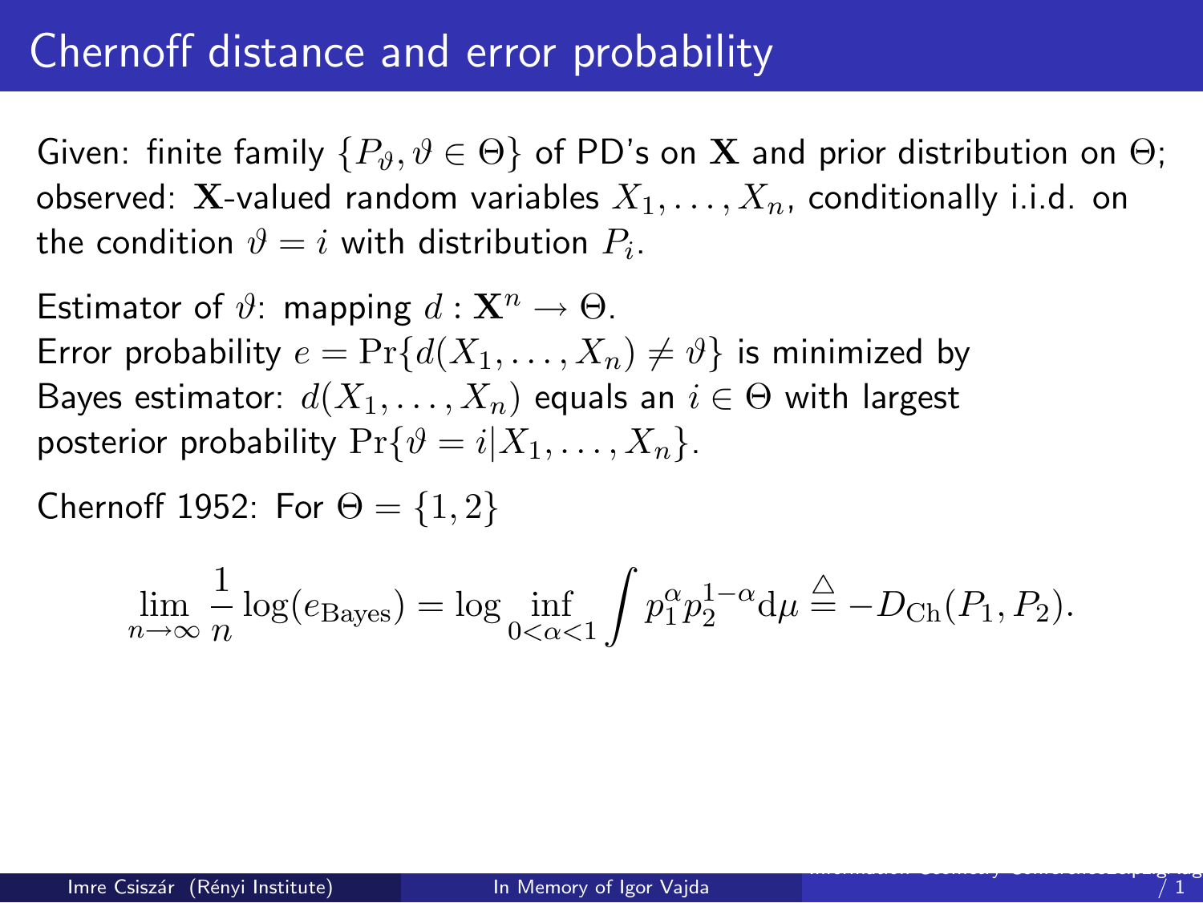# Chernoff distance and error probability

Given: finite family $\{P_\vartheta, \vartheta \in \Theta\}$ of PD's on $\mathbf{X}$ and prior distribution on $\Theta$; observed: $\mathbf{X}$-valued random variables $X_1, \ldots, X_n$, conditionally i.i.d. on the condition $\vartheta = i$ with distribution $P_i$.

Estimator of $\vartheta$: mapping $d : \mathbf{X}^n \to \Theta$.
Error probability $e = \Pr\{d(X_1, \ldots, X_n) \neq \vartheta\}$ is minimized by Bayes estimator: $d(X_1, \ldots, X_n)$ equals an $i \in \Theta$ with largest posterior probability $\Pr\{\vartheta = i | X_1, \ldots, X_n\}$.

Chernoff 1952: For $\Theta = \{1, 2\}$

$$\lim_{n\to\infty} \frac{1}{n} \log(e_{\text{Bayes}}) = \log \inf_{0<\alpha<1} \int p_1^\alpha p_2^{1-\alpha} \mathrm{d}\mu \stackrel{\triangle}{=} -D_{\text{Ch}}(P_1, P_2).$$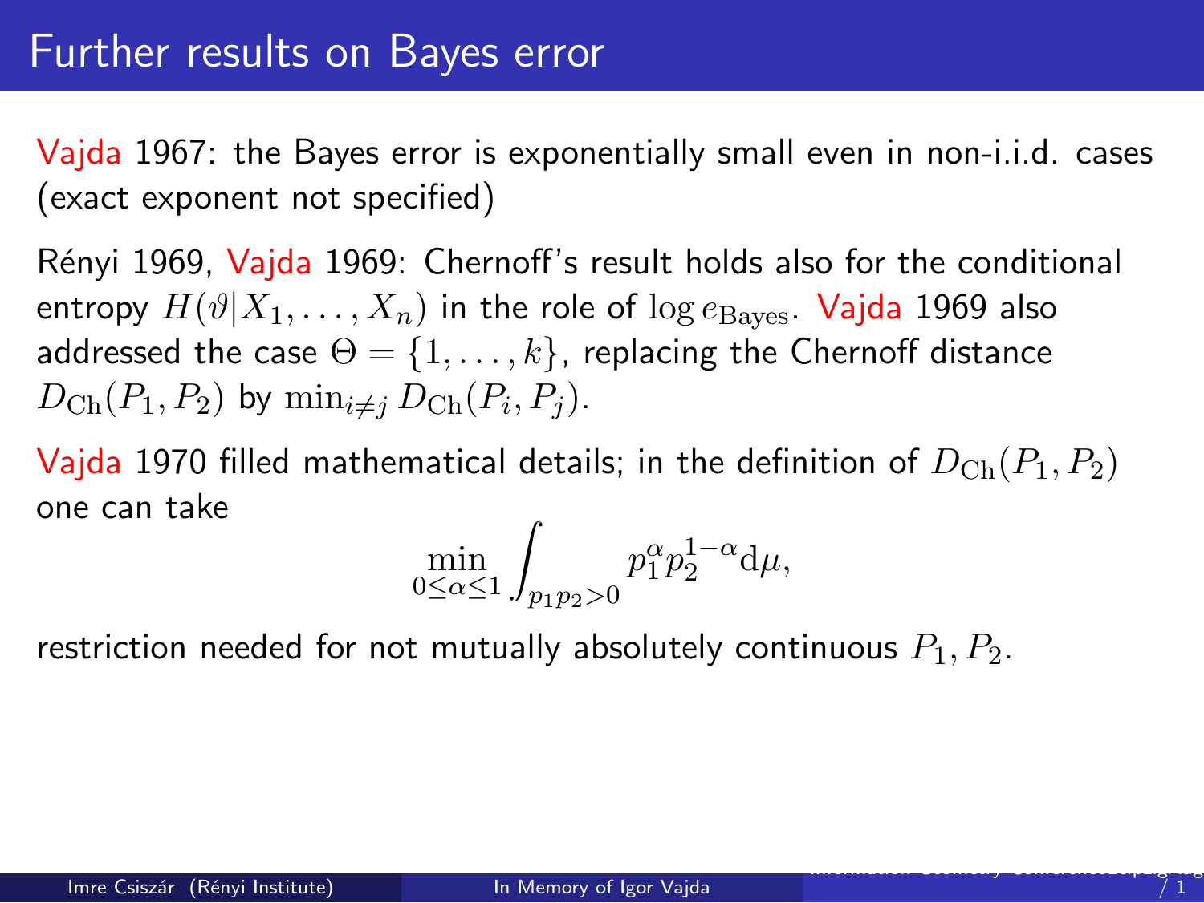# Further results on Bayes error

Vajda 1967: the Bayes error is exponentially small even in non-i.i.d. cases (exact exponent not specified)

Rényi 1969, Vajda 1969: Chernoff's result holds also for the conditional entropy $H(\vartheta|X_1, \ldots, X_n)$ in the role of $\log e_{\text{Bayes}}$. Vajda 1969 also addressed the case $\Theta = \{1, \ldots, k\}$, replacing the Chernoff distance $D_{\text{Ch}}(P_1, P_2)$ by $\min_{i \neq j} D_{\text{Ch}}(P_i, P_j)$.

Vajda 1970 filled mathematical details; in the definition of $D_{\text{Ch}}(P_1, P_2)$ one can take

$$\min_{0 \leq \alpha \leq 1} \int_{p_1 p_2 > 0} p_1^{\alpha} p_2^{1-\alpha} \mathrm{d}\mu,$$

restriction needed for not mutually absolutely continuous $P_1, P_2$.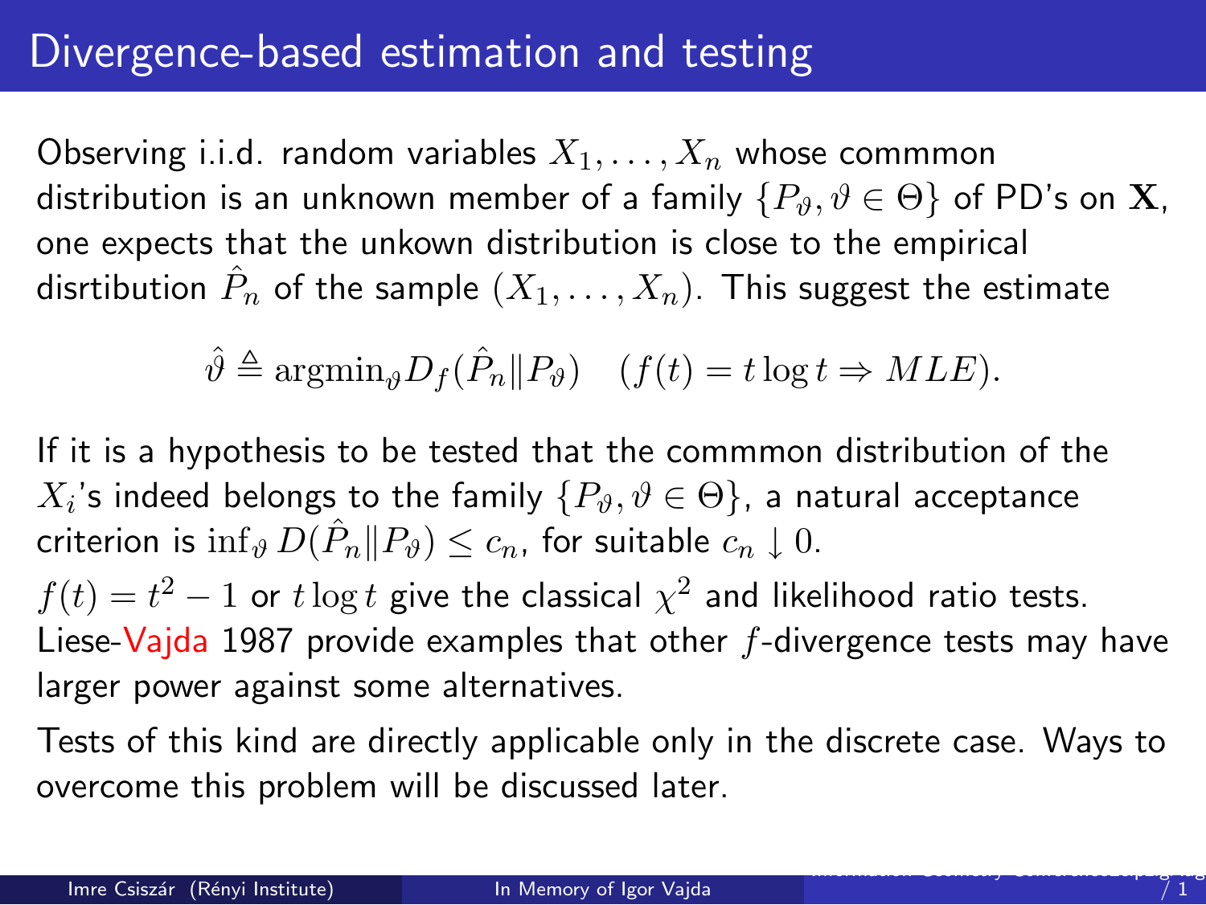# Divergence-based estimation and testing

Observing i.i.d. random variables $X_1, \ldots, X_n$ whose commmon distribution is an unknown member of a family $\{P_\vartheta, \vartheta \in \Theta\}$ of PD's on $\mathbf{X}$, one expects that the unkown distribution is close to the empirical disrtibution $\hat{P}_n$ of the sample $(X_1, \ldots, X_n)$. This suggest the estimate

$$\hat{\vartheta} \triangleq \mathrm{argmin}_\vartheta D_f(\hat{P}_n \| P_\vartheta) \quad (f(t) = t \log t \Rightarrow MLE).$$

If it is a hypothesis to be tested that the commmon distribution of the $X_i$'s indeed belongs to the family $\{P_\vartheta, \vartheta \in \Theta\}$, a natural acceptance criterion is $\inf_\vartheta D(\hat{P}_n \| P_\vartheta) \leq c_n$, for suitable $c_n \downarrow 0$.

$f(t) = t^2 - 1$ or $t \log t$ give the classical $\chi^2$ and likelihood ratio tests. Liese-Vajda 1987 provide examples that other $f$-divergence tests may have larger power against some alternatives.

Tests of this kind are directly applicable only in the discrete case. Ways to overcome this problem will be discussed later.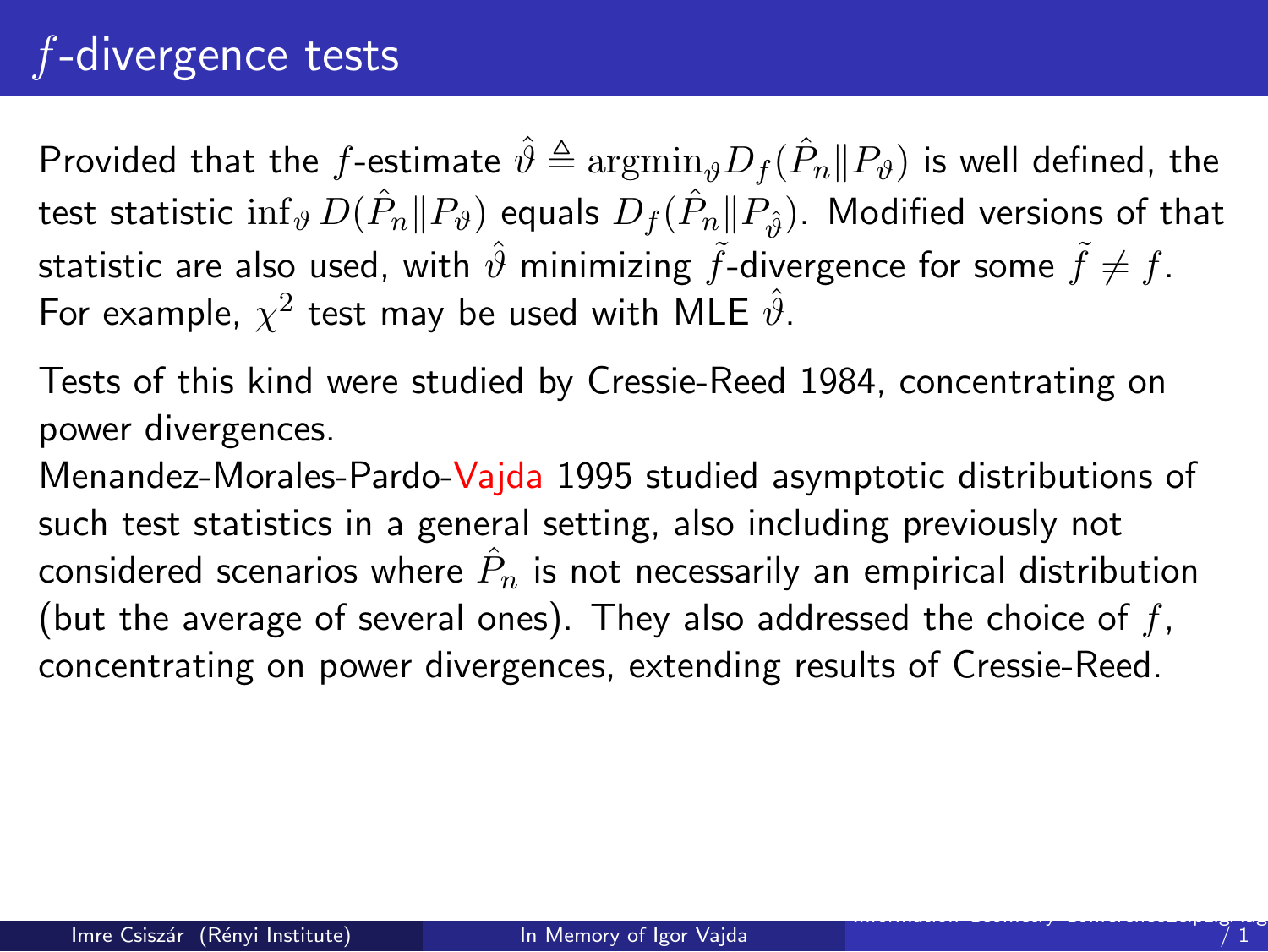# $f$-divergence tests

Provided that the $f$-estimate $\hat{\vartheta} \triangleq \text{argmin}_{\vartheta} D_f(\hat{P}_n \| P_\vartheta)$ is well defined, the test statistic $\inf_\vartheta D(\hat{P}_n \| P_\vartheta)$ equals $D_f(\hat{P}_n \| P_{\hat{\vartheta}})$. Modified versions of that statistic are also used, with $\hat{\vartheta}$ minimizing $\tilde{f}$-divergence for some $\tilde{f} \neq f$. For example, $\chi^2$ test may be used with MLE $\hat{\vartheta}$.

Tests of this kind were studied by Cressie-Reed 1984, concentrating on power divergences.

Menandez-Morales-Pardo-Vajda 1995 studied asymptotic distributions of such test statistics in a general setting, also including previously not considered scenarios where $\hat{P}_n$ is not necessarily an empirical distribution (but the average of several ones). They also addressed the choice of $f$, concentrating on power divergences, extending results of Cressie-Reed.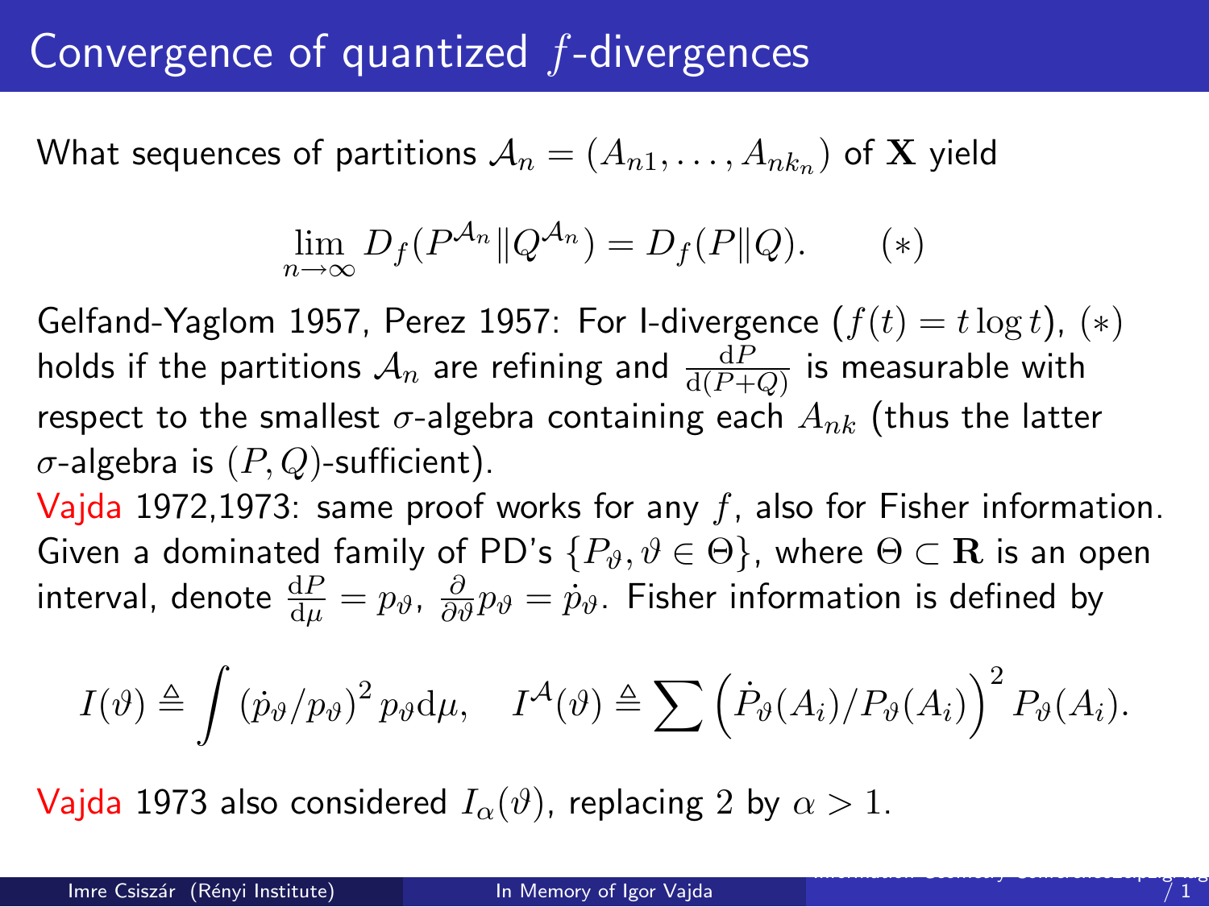# Convergence of quantized $f$-divergences

What sequences of partitions $\mathcal{A}_n = (A_{n1}, \ldots, A_{nk_n})$ of $\mathbf{X}$ yield

$$\lim_{n\to\infty} D_f(P^{\mathcal{A}_n} \| Q^{\mathcal{A}_n}) = D_f(P\|Q). \qquad (*)$$

Gelfand-Yaglom 1957, Perez 1957: For I-divergence ($f(t) = t \log t$), $(*)$ holds if the partitions $\mathcal{A}_n$ are refining and $\frac{\mathrm{d}P}{\mathrm{d}(P+Q)}$ is measurable with respect to the smallest $\sigma$-algebra containing each $A_{nk}$ (thus the latter $\sigma$-algebra is $(P,Q)$-sufficient).

Vajda 1972,1973: same proof works for any $f$, also for Fisher information. Given a dominated family of PD's $\{P_\vartheta, \vartheta \in \Theta\}$, where $\Theta \subset \mathbf{R}$ is an open interval, denote $\frac{\mathrm{d}P}{\mathrm{d}\mu} = p_\vartheta$, $\frac{\partial}{\partial\vartheta} p_\vartheta = \dot{p}_\vartheta$. Fisher information is defined by

$$I(\vartheta) \triangleq \int \left(\dot{p}_\vartheta / p_\vartheta\right)^2 p_\vartheta \mathrm{d}\mu, \quad I^{\mathcal{A}}(\vartheta) \triangleq \sum \left(\dot{P}_\vartheta(A_i)/P_\vartheta(A_i)\right)^2 P_\vartheta(A_i).$$

Vajda 1973 also considered $I_\alpha(\vartheta)$, replacing $2$ by $\alpha > 1$.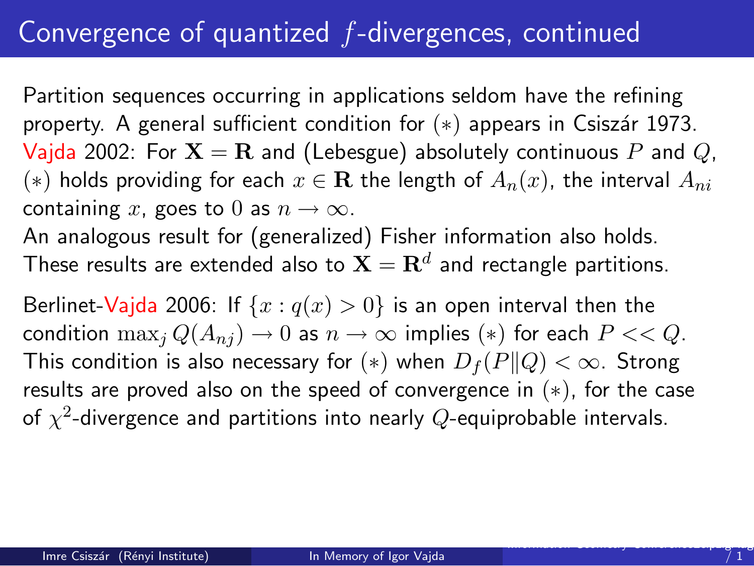# Convergence of quantized $f$-divergences, continued

Partition sequences occurring in applications seldom have the refining property. A general sufficient condition for $(*)$ appears in Csiszár 1973. Vajda 2002: For $\mathbf{X} = \mathbf{R}$ and (Lebesgue) absolutely continuous $P$ and $Q$, $(*)$ holds providing for each $x \in \mathbf{R}$ the length of $A_n(x)$, the interval $A_{ni}$ containing $x$, goes to 0 as $n \to \infty$.
An analogous result for (generalized) Fisher information also holds.
These results are extended also to $\mathbf{X} = \mathbf{R}^d$ and rectangle partitions.

Berlinet-Vajda 2006: If $\{x : q(x) > 0\}$ is an open interval then the condition $\max_j Q(A_{nj}) \to 0$ as $n \to \infty$ implies $(*)$ for each $P << Q$. This condition is also necessary for $(*)$ when $D_f(P\|Q) < \infty$. Strong results are proved also on the speed of convergence in $(*)$, for the case of $\chi^2$-divergence and partitions into nearly $Q$-equiprobable intervals.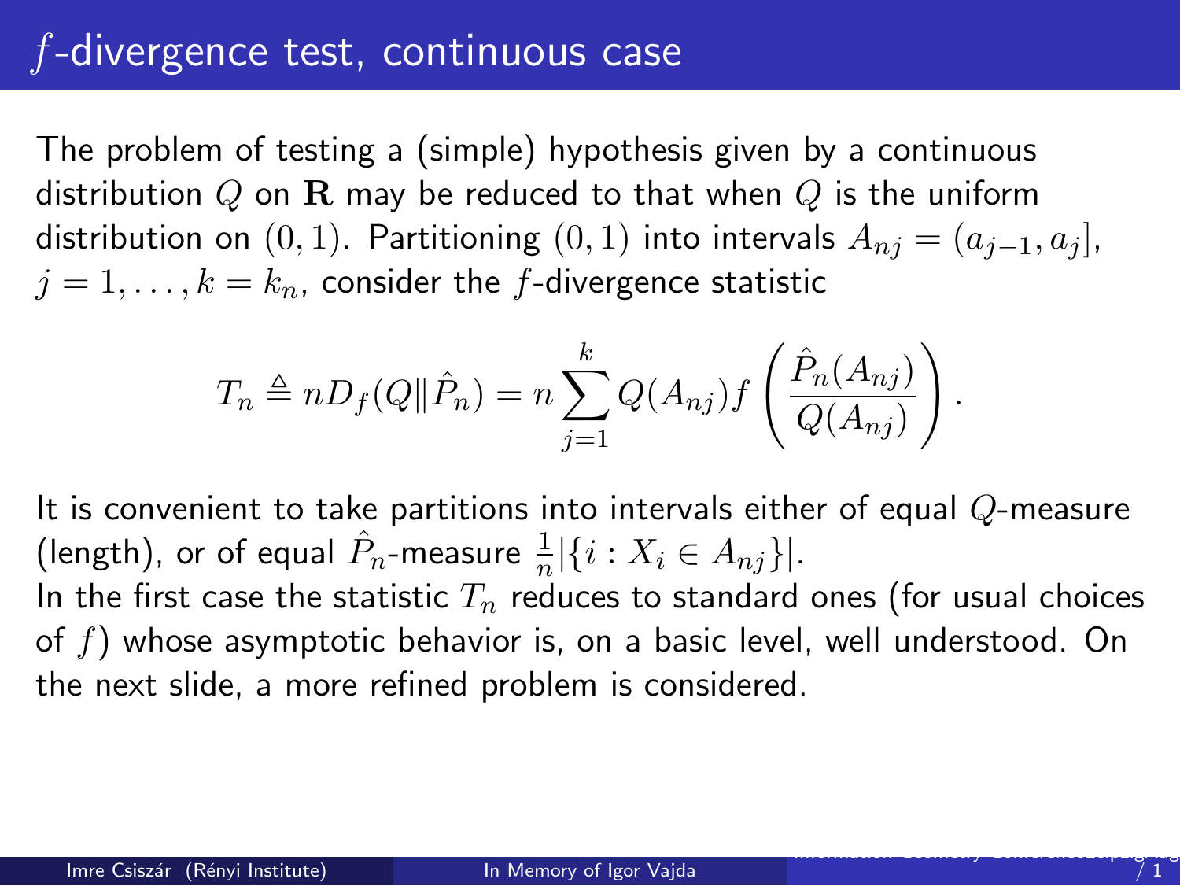# $f$-divergence test, continuous case

The problem of testing a (simple) hypothesis given by a continuous distribution $Q$ on $\mathbf{R}$ may be reduced to that when $Q$ is the uniform distribution on $(0,1)$. Partitioning $(0,1)$ into intervals $A_{nj} = (a_{j-1}, a_j]$, $j = 1, \ldots, k = k_n$, consider the $f$-divergence statistic

$$T_n \triangleq nD_f(Q \| \hat{P}_n) = n \sum_{j=1}^{k} Q(A_{nj}) f\left( \frac{\hat{P}_n(A_{nj})}{Q(A_{nj})} \right).$$

It is convenient to take partitions into intervals either of equal $Q$-measure (length), or of equal $\hat{P}_n$-measure $\frac{1}{n}|\{i : X_i \in A_{nj}\}|$.
In the first case the statistic $T_n$ reduces to standard ones (for usual choices of $f$) whose asymptotic behavior is, on a basic level, well understood. On the next slide, a more refined problem is considered.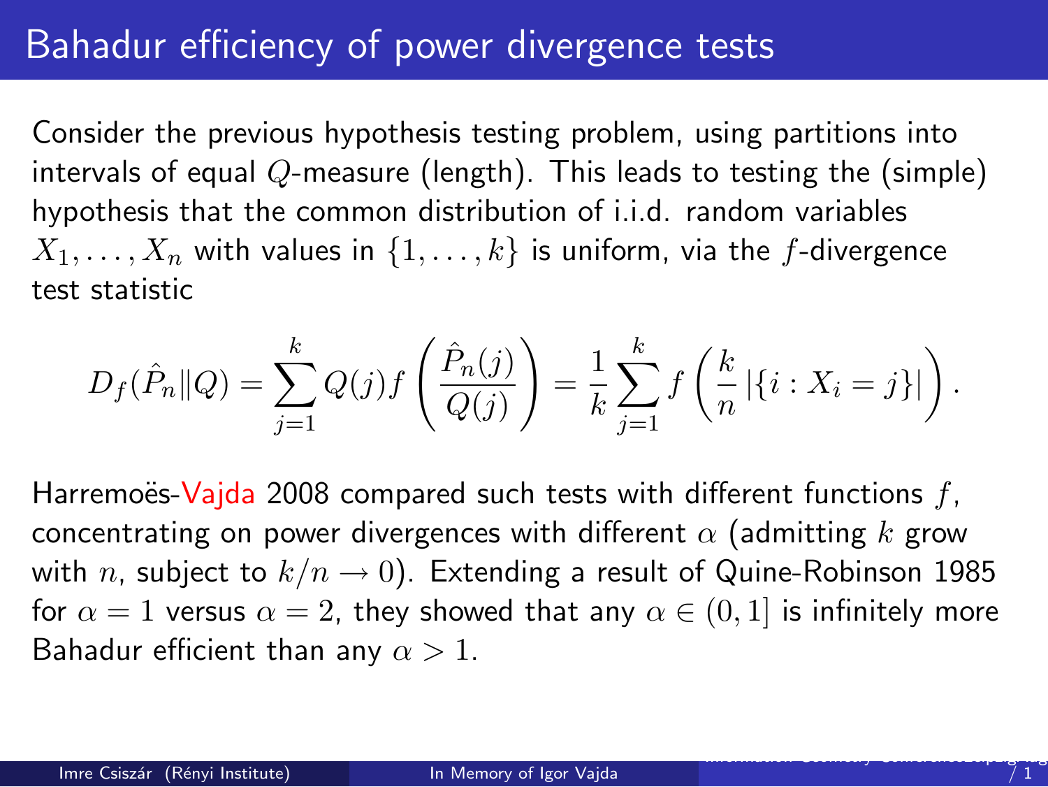# Bahadur efficiency of power divergence tests

Consider the previous hypothesis testing problem, using partitions into intervals of equal $Q$-measure (length). This leads to testing the (simple) hypothesis that the common distribution of i.i.d. random variables $X_1, \ldots, X_n$ with values in $\{1, \ldots, k\}$ is uniform, via the $f$-divergence test statistic

$$D_f(\hat{P}_n \| Q) = \sum_{j=1}^{k} Q(j) f\left(\frac{\hat{P}_n(j)}{Q(j)}\right) = \frac{1}{k} \sum_{j=1}^{k} f\left(\frac{k}{n} \left|\{i : X_i = j\}\right|\right).$$

Harremoës-Vajda 2008 compared such tests with different functions $f$, concentrating on power divergences with different $\alpha$ (admitting $k$ grow with $n$, subject to $k/n \to 0$). Extending a result of Quine-Robinson 1985 for $\alpha = 1$ versus $\alpha = 2$, they showed that any $\alpha \in (0, 1]$ is infinitely more Bahadur efficient than any $\alpha > 1$.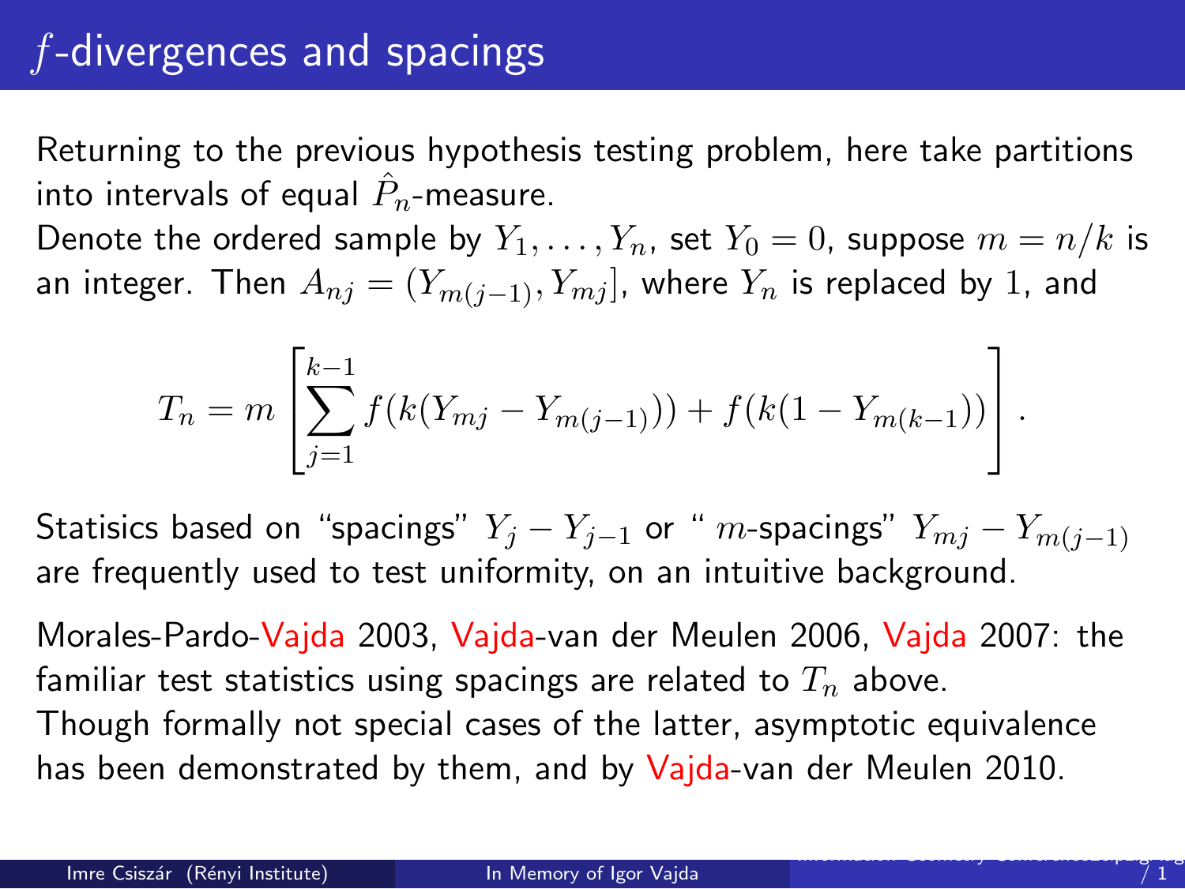# $f$-divergences and spacings

Returning to the previous hypothesis testing problem, here take partitions into intervals of equal $\hat{P}_n$-measure.

Denote the ordered sample by $Y_1, \ldots, Y_n$, set $Y_0 = 0$, suppose $m = n/k$ is an integer. Then $A_{nj} = (Y_{m(j-1)}, Y_{mj}]$, where $Y_n$ is replaced by 1, and

$$T_n = m \left[ \sum_{j=1}^{k-1} f(k(Y_{mj} - Y_{m(j-1)})) + f(k(1 - Y_{m(k-1)})) \right].$$

Statisics based on "spacings" $Y_j - Y_{j-1}$ or " $m$-spacings" $Y_{mj} - Y_{m(j-1)}$ are frequently used to test uniformity, on an intuitive background.

Morales-Pardo-Vajda 2003, Vajda-van der Meulen 2006, Vajda 2007: the familiar test statistics using spacings are related to $T_n$ above.
Though formally not special cases of the latter, asymptotic equivalence has been demonstrated by them, and by Vajda-van der Meulen 2010.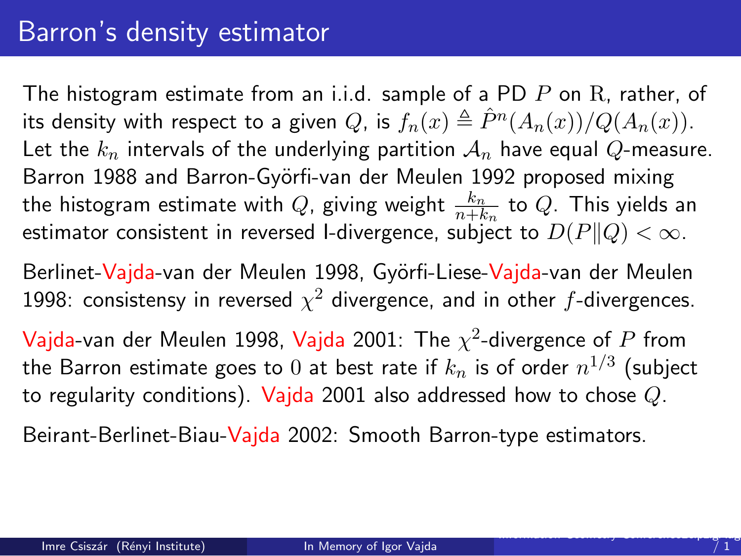# Barron's density estimator

The histogram estimate from an i.i.d. sample of a PD $P$ on $\mathbb{R}$, rather, of its density with respect to a given $Q$, is $f_n(x) \triangleq \hat{P}^n(A_n(x))/Q(A_n(x))$. Let the $k_n$ intervals of the underlying partition $\mathcal{A}_n$ have equal $Q$-measure. Barron 1988 and Barron-Györfi-van der Meulen 1992 proposed mixing the histogram estimate with $Q$, giving weight $\frac{k_n}{n+k_n}$ to $Q$. This yields an estimator consistent in reversed I-divergence, subject to $D(P\|Q) < \infty$.

Berlinet-Vajda-van der Meulen 1998, Györfi-Liese-Vajda-van der Meulen 1998: consistensy in reversed $\chi^2$ divergence, and in other $f$-divergences.

Vajda-van der Meulen 1998, Vajda 2001: The $\chi^2$-divergence of $P$ from the Barron estimate goes to $0$ at best rate if $k_n$ is of order $n^{1/3}$ (subject to regularity conditions). Vajda 2001 also addressed how to chose $Q$.

Beirant-Berlinet-Biau-Vajda 2002: Smooth Barron-type estimators.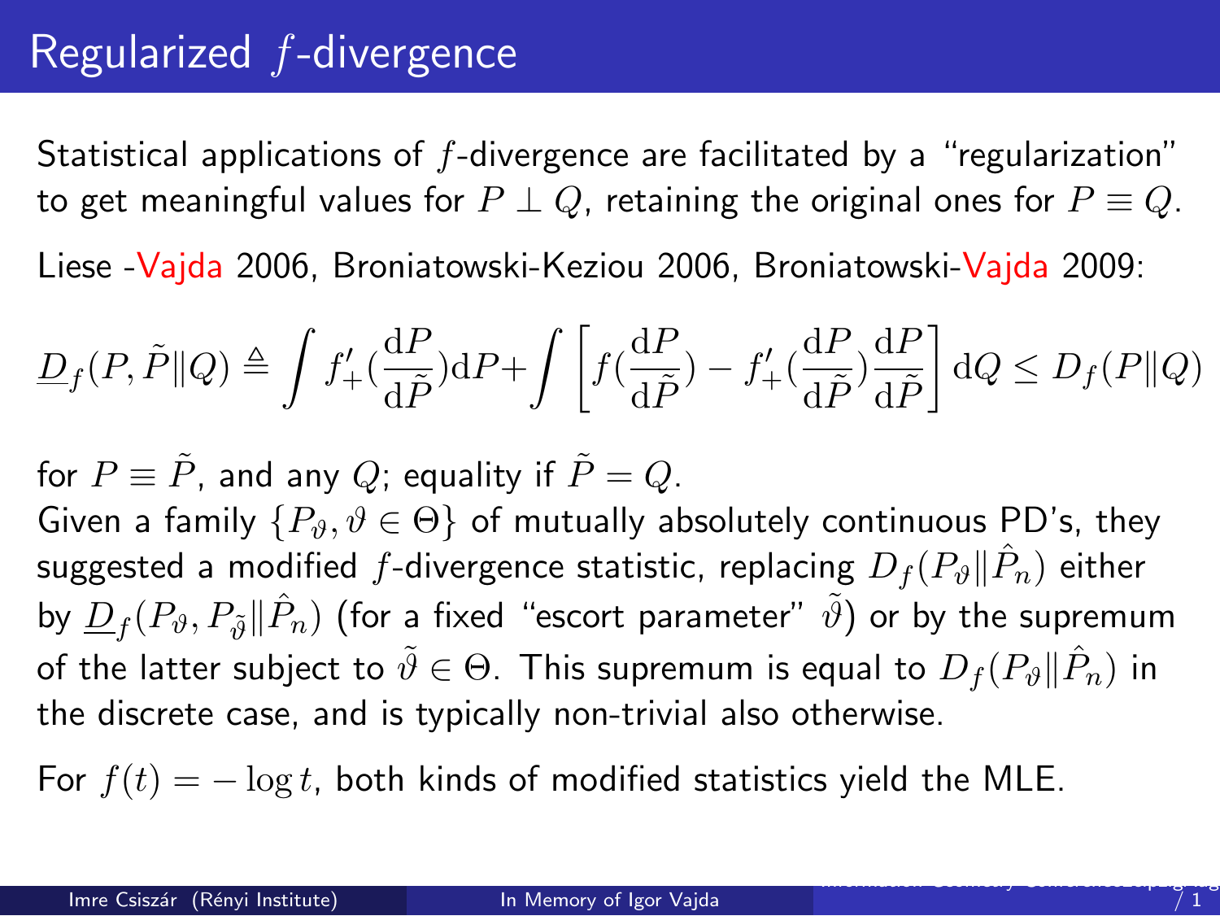# Regularized $f$-divergence

Statistical applications of $f$-divergence are facilitated by a "regularization" to get meaningful values for $P \perp Q$, retaining the original ones for $P \equiv Q$.

Liese -Vajda 2006, Broniatowski-Keziou 2006, Broniatowski-Vajda 2009:

$$\underline{D}_f(P, \tilde{P} \| Q) \triangleq \int f'_+(\frac{\mathrm{d}P}{\mathrm{d}\tilde{P}})\mathrm{d}P + \int \left[ f(\frac{\mathrm{d}P}{\mathrm{d}\tilde{P}}) - f'_+(\frac{\mathrm{d}P}{\mathrm{d}\tilde{P}})\frac{\mathrm{d}P}{\mathrm{d}\tilde{P}} \right] \mathrm{d}Q \leq D_f(P\|Q)$$

for $P \equiv \tilde{P}$, and any $Q$; equality if $\tilde{P} = Q$.
Given a family $\{P_\vartheta, \vartheta \in \Theta\}$ of mutually absolutely continuous PD's, they suggested a modified $f$-divergence statistic, replacing $D_f(P_\vartheta \| \hat{P}_n)$ either by $\underline{D}_f(P_\vartheta, P_{\tilde{\vartheta}} \| \hat{P}_n)$ (for a fixed "escort parameter" $\tilde{\vartheta}$) or by the supremum of the latter subject to $\tilde{\vartheta} \in \Theta$. This supremum is equal to $D_f(P_\vartheta \| \hat{P}_n)$ in the discrete case, and is typically non-trivial also otherwise.

For $f(t) = -\log t$, both kinds of modified statistics yield the MLE.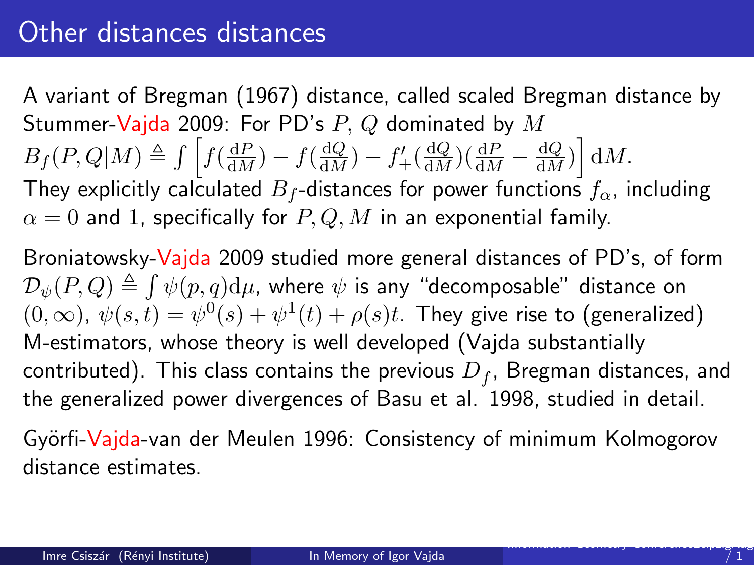# Other distances distances

A variant of Bregman (1967) distance, called scaled Bregman distance by Stummer-Vajda 2009: For PD's $P$, $Q$ dominated by $M$
$B_f(P,Q|M) \triangleq \int \left[ f(\frac{\mathrm{d}P}{\mathrm{d}M}) - f(\frac{\mathrm{d}Q}{\mathrm{d}M}) - f'_+(\frac{\mathrm{d}Q}{\mathrm{d}M})(\frac{\mathrm{d}P}{\mathrm{d}M} - \frac{\mathrm{d}Q}{\mathrm{d}M}) \right] \mathrm{d}M.$
They explicitly calculated $B_f$-distances for power functions $f_\alpha$, including $\alpha = 0$ and $1$, specifically for $P, Q, M$ in an exponential family.

Broniatowsky-Vajda 2009 studied more general distances of PD's, of form $\mathcal{D}_\psi(P,Q) \triangleq \int \psi(p,q)\mathrm{d}\mu$, where $\psi$ is any "decomposable" distance on $(0,\infty)$, $\psi(s,t) = \psi^0(s) + \psi^1(t) + \rho(s)t$. They give rise to (generalized) M-estimators, whose theory is well developed (Vajda substantially contributed). This class contains the previous $\underline{D}_f$, Bregman distances, and the generalized power divergences of Basu et al. 1998, studied in detail.

Györfi-Vajda-van der Meulen 1996: Consistency of minimum Kolmogorov distance estimates.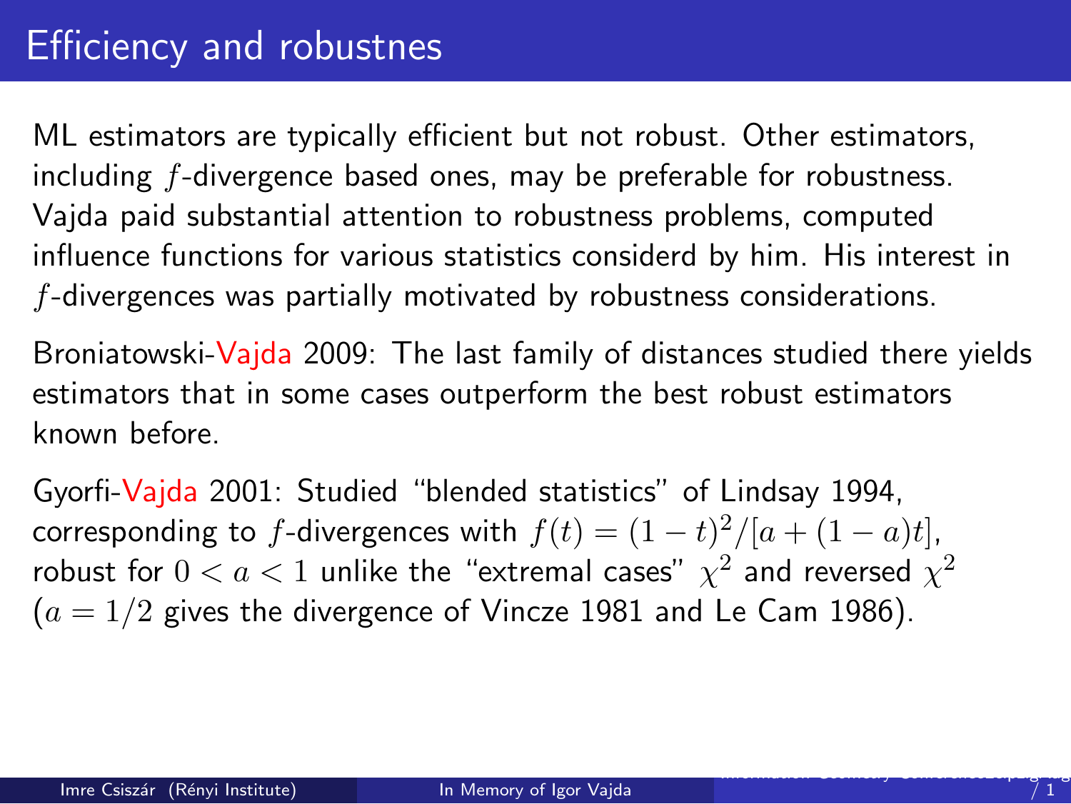# Efficiency and robustnes

ML estimators are typically efficient but not robust. Other estimators, including $f$-divergence based ones, may be preferable for robustness. Vajda paid substantial attention to robustness problems, computed influence functions for various statistics considerd by him. His interest in $f$-divergences was partially motivated by robustness considerations.

Broniatowski-Vajda 2009: The last family of distances studied there yields estimators that in some cases outperform the best robust estimators known before.

Gyorfi-Vajda 2001: Studied "blended statistics" of Lindsay 1994, corresponding to $f$-divergences with $f(t) = (1-t)^2/[a + (1-a)t]$, robust for $0 < a < 1$ unlike the "extremal cases" $\chi^2$ and reversed $\chi^2$ ($a = 1/2$ gives the divergence of Vincze 1981 and Le Cam 1986).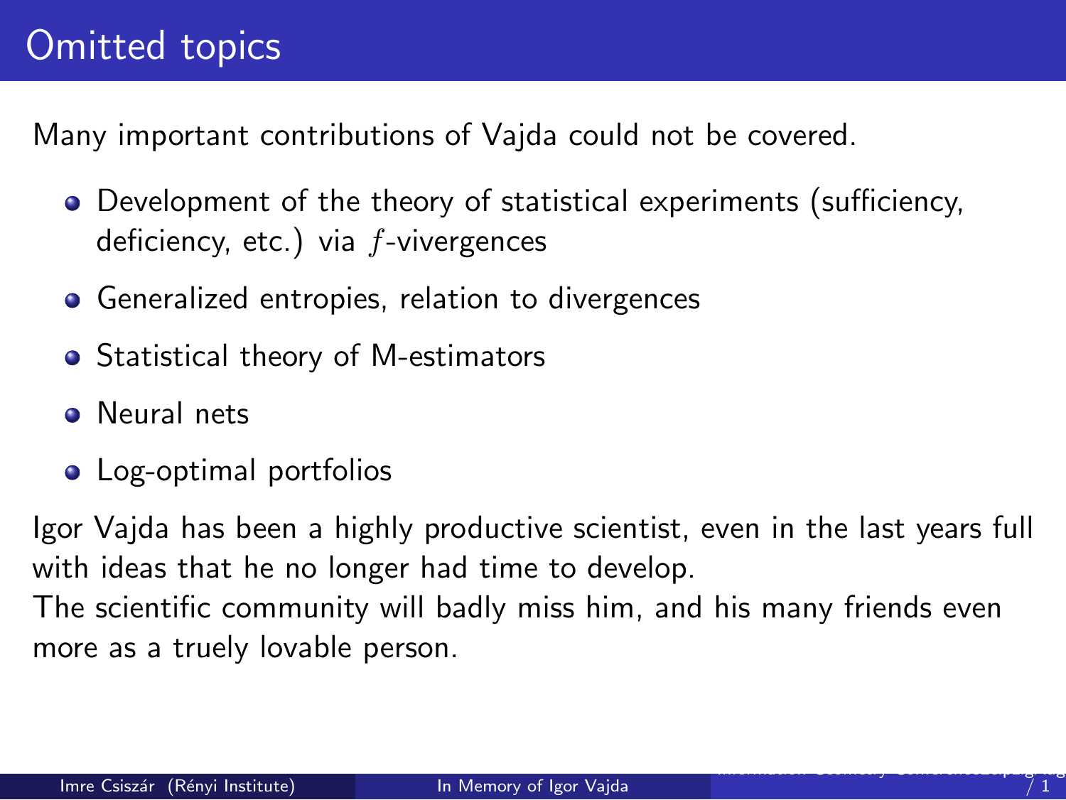# Omitted topics

Many important contributions of Vajda could not be covered.

- Development of the theory of statistical experiments (sufficiency, deficiency, etc.) via $f$-vivergences
- Generalized entropies, relation to divergences
- Statistical theory of M-estimators
- Neural nets
- Log-optimal portfolios

Igor Vajda has been a highly productive scientist, even in the last years full with ideas that he no longer had time to develop.
The scientific community will badly miss him, and his many friends even more as a truely lovable person.